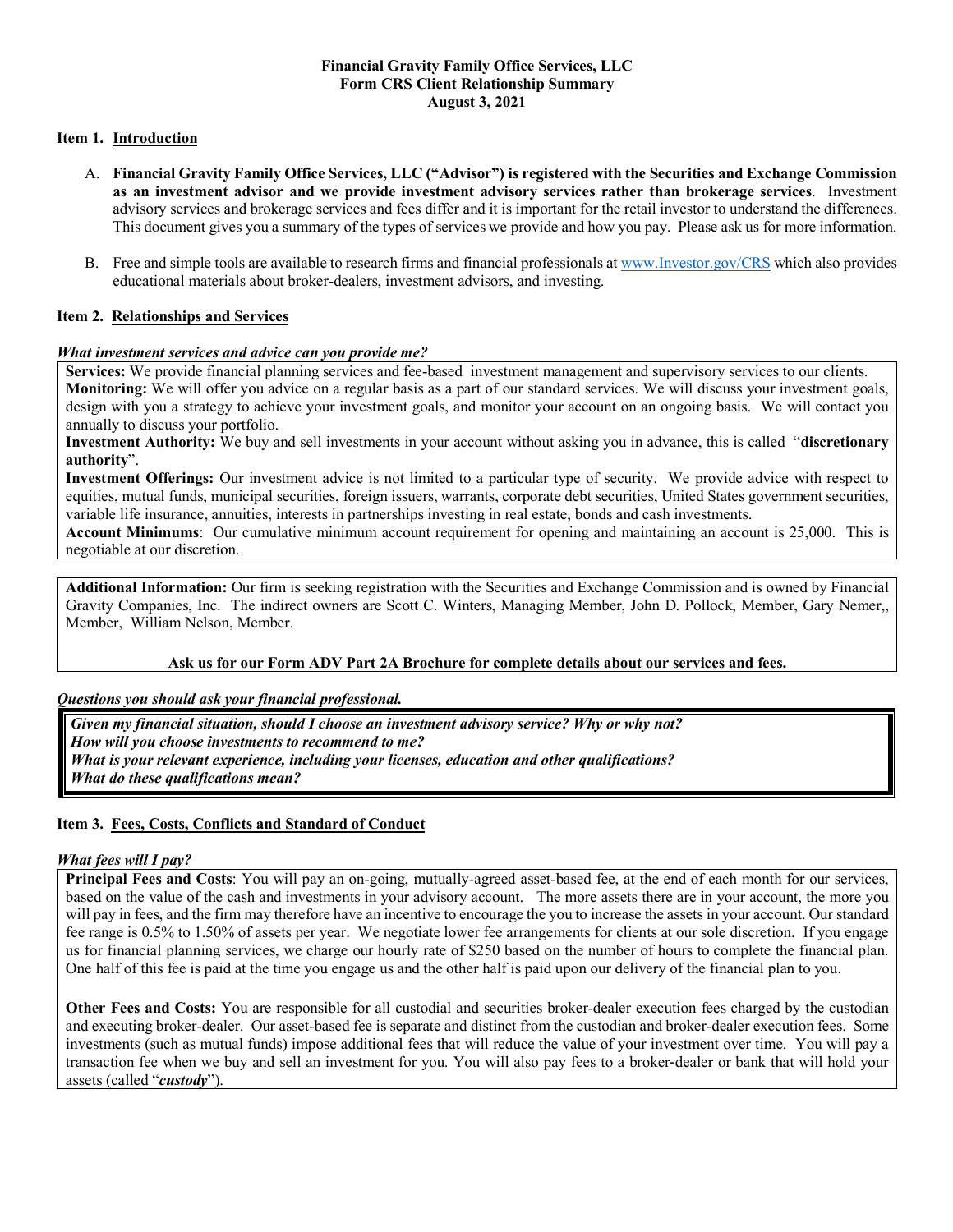**Financial Gravity Family Office Services, LLC**
**Form CRS Client Relationship Summary**
**August 3, 2021**

## Item 1. Introduction

A. **Financial Gravity Family Office Services, LLC ("Advisor") is registered with the Securities and Exchange Commission as an investment advisor and we provide investment advisory services rather than brokerage services**. Investment advisory services and brokerage services and fees differ and it is important for the retail investor to understand the differences. This document gives you a summary of the types of services we provide and how you pay. Please ask us for more information.

B. Free and simple tools are available to research firms and financial professionals at www.Investor.gov/CRS which also provides educational materials about broker-dealers, investment advisors, and investing.

## Item 2. Relationships and Services

***What investment services and advice can you provide me?***

**Services:** We provide financial planning services and fee-based investment management and supervisory services to our clients.
**Monitoring:** We will offer you advice on a regular basis as a part of our standard services. We will discuss your investment goals, design with you a strategy to achieve your investment goals, and monitor your account on an ongoing basis. We will contact you annually to discuss your portfolio.
**Investment Authority:** We buy and sell investments in your account without asking you in advance, this is called "**discretionary authority**".
**Investment Offerings:** Our investment advice is not limited to a particular type of security. We provide advice with respect to equities, mutual funds, municipal securities, foreign issuers, warrants, corporate debt securities, United States government securities, variable life insurance, annuities, interests in partnerships investing in real estate, bonds and cash investments.
**Account Minimums**: Our cumulative minimum account requirement for opening and maintaining an account is 25,000. This is negotiable at our discretion.

**Additional Information:** Our firm is seeking registration with the Securities and Exchange Commission and is owned by Financial Gravity Companies, Inc. The indirect owners are Scott C. Winters, Managing Member, John D. Pollock, Member, Gary Nemer,, Member, William Nelson, Member.

**Ask us for our Form ADV Part 2A Brochure for complete details about our services and fees.**

***Questions you should ask your financial professional.***

***Given my financial situation, should I choose an investment advisory service? Why or why not?***
***How will you choose investments to recommend to me?***
***What is your relevant experience, including your licenses, education and other qualifications?***
***What do these qualifications mean?***

## Item 3. Fees, Costs, Conflicts and Standard of Conduct

***What fees will I pay?***

**Principal Fees and Costs**: You will pay an on-going, mutually-agreed asset-based fee, at the end of each month for our services, based on the value of the cash and investments in your advisory account. The more assets there are in your account, the more you will pay in fees, and the firm may therefore have an incentive to encourage the you to increase the assets in your account. Our standard fee range is 0.5% to 1.50% of assets per year. We negotiate lower fee arrangements for clients at our sole discretion. If you engage us for financial planning services, we charge our hourly rate of $250 based on the number of hours to complete the financial plan. One half of this fee is paid at the time you engage us and the other half is paid upon our delivery of the financial plan to you.

**Other Fees and Costs:** You are responsible for all custodial and securities broker-dealer execution fees charged by the custodian and executing broker-dealer. Our asset-based fee is separate and distinct from the custodian and broker-dealer execution fees. Some investments (such as mutual funds) impose additional fees that will reduce the value of your investment over time. You will pay a transaction fee when we buy and sell an investment for you. You will also pay fees to a broker-dealer or bank that will hold your assets (called "***custody***").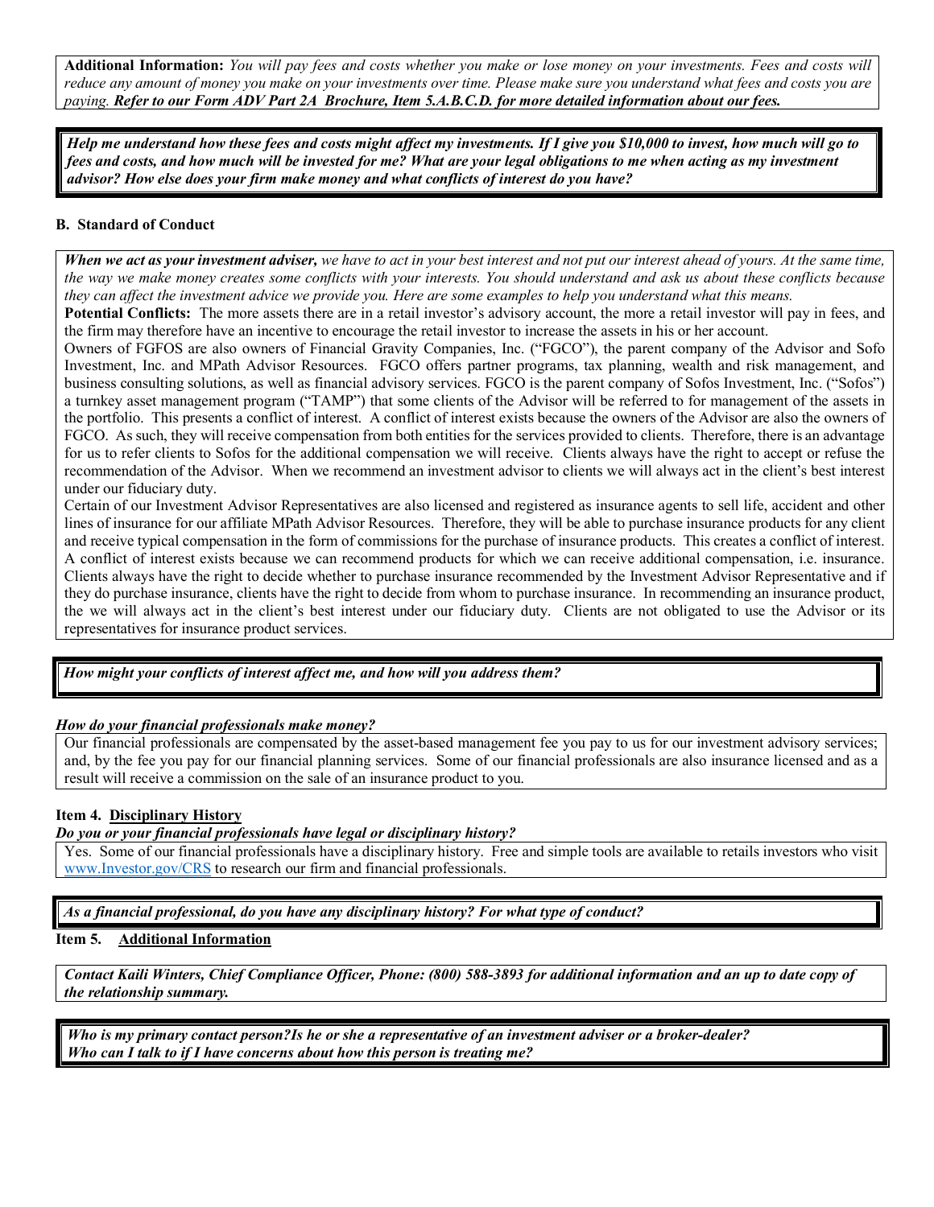**Additional Information:** *You will pay fees and costs whether you make or lose money on your investments. Fees and costs will reduce any amount of money you make on your investments over time. Please make sure you understand what fees and costs you are paying.* ***Refer to our Form ADV Part 2A Brochure, Item 5.A.B.C.D. for more detailed information about our fees.***

***Help me understand how these fees and costs might affect my investments. If I give you $10,000 to invest, how much will go to fees and costs, and how much will be invested for me? What are your legal obligations to me when acting as my investment advisor? How else does your firm make money and what conflicts of interest do you have?***

**B. Standard of Conduct**

***When we act as your investment adviser,*** *we have to act in your best interest and not put our interest ahead of yours. At the same time, the way we make money creates some conflicts with your interests. You should understand and ask us about these conflicts because they can affect the investment advice we provide you. Here are some examples to help you understand what this means.*

**Potential Conflicts:** The more assets there are in a retail investor's advisory account, the more a retail investor will pay in fees, and the firm may therefore have an incentive to encourage the retail investor to increase the assets in his or her account.

Owners of FGFOS are also owners of Financial Gravity Companies, Inc. ("FGCO"), the parent company of the Advisor and Sofo Investment, Inc. and MPath Advisor Resources. FGCO offers partner programs, tax planning, wealth and risk management, and business consulting solutions, as well as financial advisory services. FGCO is the parent company of Sofos Investment, Inc. ("Sofos") a turnkey asset management program ("TAMP") that some clients of the Advisor will be referred to for management of the assets in the portfolio. This presents a conflict of interest. A conflict of interest exists because the owners of the Advisor are also the owners of FGCO. As such, they will receive compensation from both entities for the services provided to clients. Therefore, there is an advantage for us to refer clients to Sofos for the additional compensation we will receive. Clients always have the right to accept or refuse the recommendation of the Advisor. When we recommend an investment advisor to clients we will always act in the client's best interest under our fiduciary duty.

Certain of our Investment Advisor Representatives are also licensed and registered as insurance agents to sell life, accident and other lines of insurance for our affiliate MPath Advisor Resources. Therefore, they will be able to purchase insurance products for any client and receive typical compensation in the form of commissions for the purchase of insurance products. This creates a conflict of interest. A conflict of interest exists because we can recommend products for which we can receive additional compensation, i.e. insurance. Clients always have the right to decide whether to purchase insurance recommended by the Investment Advisor Representative and if they do purchase insurance, clients have the right to decide from whom to purchase insurance. In recommending an insurance product, the we will always act in the client's best interest under our fiduciary duty. Clients are not obligated to use the Advisor or its representatives for insurance product services.

***How might your conflicts of interest affect me, and how will you address them?***

***How do your financial professionals make money?***

Our financial professionals are compensated by the asset-based management fee you pay to us for our investment advisory services; and, by the fee you pay for our financial planning services. Some of our financial professionals are also insurance licensed and as a result will receive a commission on the sale of an insurance product to you.

**Item 4. Disciplinary History**

***Do you or your financial professionals have legal or disciplinary history?***

Yes. Some of our financial professionals have a disciplinary history. Free and simple tools are available to retails investors who visit www.Investor.gov/CRS to research our firm and financial professionals.

***As a financial professional, do you have any disciplinary history? For what type of conduct?***

**Item 5. Additional Information**

***Contact Kaili Winters, Chief Compliance Officer, Phone: (800) 588-3893 for additional information and an up to date copy of the relationship summary.***

***Who is my primary contact person?Is he or she a representative of an investment adviser or a broker-dealer?***
***Who can I talk to if I have concerns about how this person is treating me?***